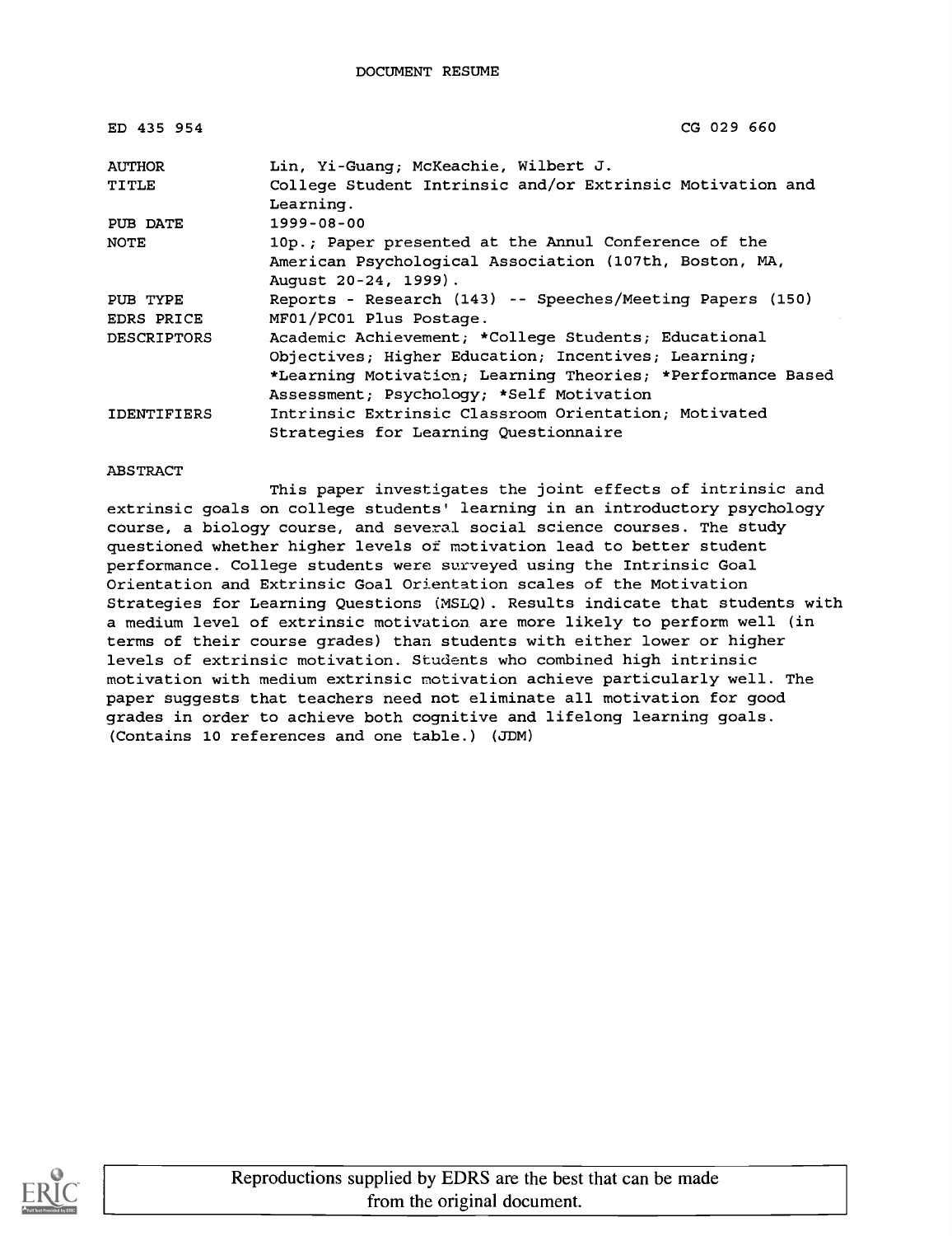DOCUMENT RESUME

| | |
|---|---|
| ED 435 954 | CG 029 660 |
| AUTHOR | Lin, Yi-Guang; McKeachie, Wilbert J. |
| TITLE | College Student Intrinsic and/or Extrinsic Motivation and Learning. |
| PUB DATE | 1999-08-00 |
| NOTE | 10p.; Paper presented at the Annul Conference of the American Psychological Association (107th, Boston, MA, August 20-24, 1999). |
| PUB TYPE | Reports - Research (143) -- Speeches/Meeting Papers (150) |
| EDRS PRICE | MF01/PC01 Plus Postage. |
| DESCRIPTORS | Academic Achievement; *College Students; Educational Objectives; Higher Education; Incentives; Learning; *Learning Motivation; Learning Theories; *Performance Based Assessment; Psychology; *Self Motivation |
| IDENTIFIERS | Intrinsic Extrinsic Classroom Orientation; Motivated Strategies for Learning Questionnaire |

ABSTRACT

This paper investigates the joint effects of intrinsic and extrinsic goals on college students' learning in an introductory psychology course, a biology course, and several social science courses. The study questioned whether higher levels of motivation lead to better student performance. College students were surveyed using the Intrinsic Goal Orientation and Extrinsic Goal Orientation scales of the Motivation Strategies for Learning Questions (MSLQ). Results indicate that students with a medium level of extrinsic motivation are more likely to perform well (in terms of their course grades) than students with either lower or higher levels of extrinsic motivation. Students who combined high intrinsic motivation with medium extrinsic motivation achieve particularly well. The paper suggests that teachers need not eliminate all motivation for good grades in order to achieve both cognitive and lifelong learning goals. (Contains 10 references and one table.) (JDM)

Reproductions supplied by EDRS are the best that can be made from the original document.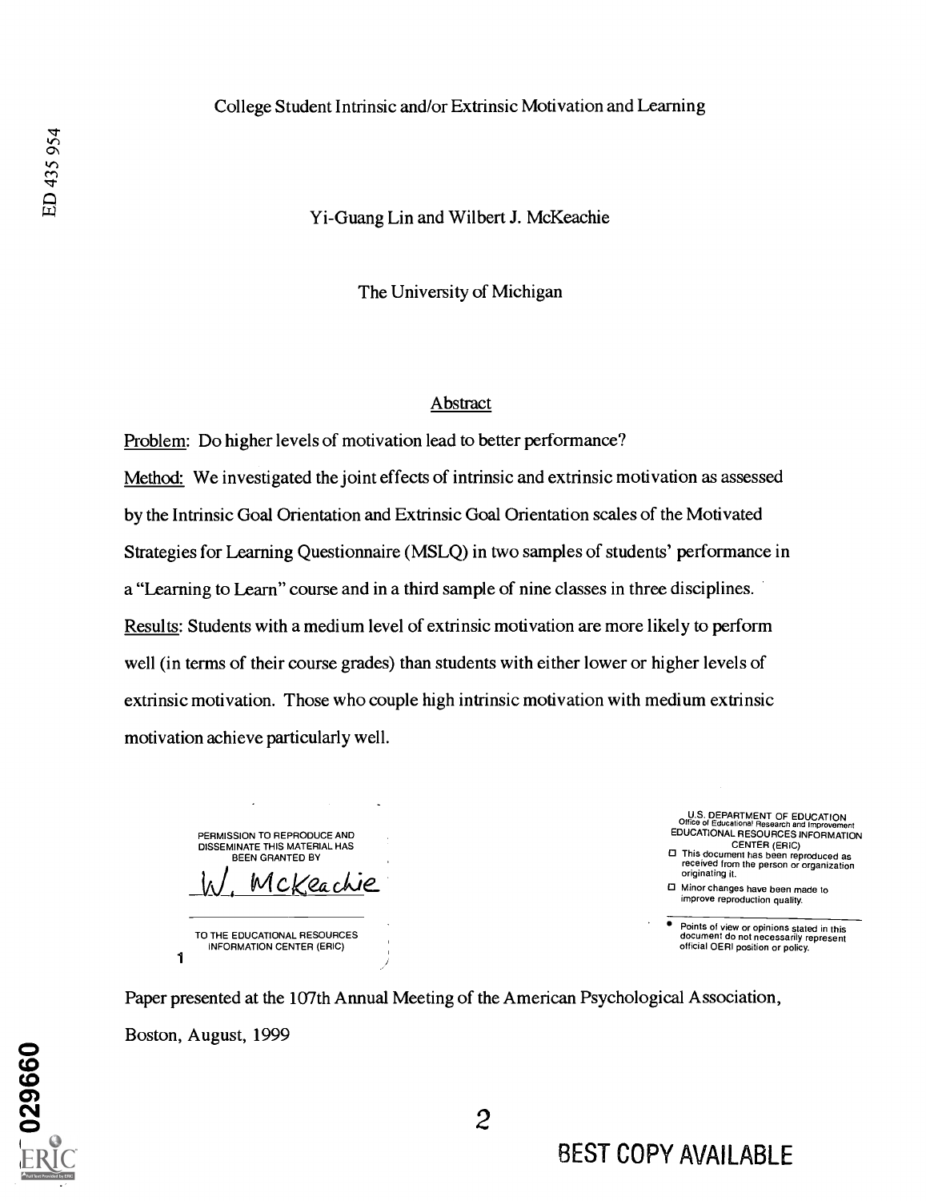College Student Intrinsic and/or Extrinsic Motivation and Learning

Yi-Guang Lin and Wilbert J. McKeachie

The University of Michigan

## Abstract

Problem: Do higher levels of motivation lead to better performance?

Method: We investigated the joint effects of intrinsic and extrinsic motivation as assessed by the Intrinsic Goal Orientation and Extrinsic Goal Orientation scales of the Motivated Strategies for Learning Questionnaire (MSLQ) in two samples of students' performance in a "Learning to Learn" course and in a third sample of nine classes in three disciplines.

Results: Students with a medium level of extrinsic motivation are more likely to perform well (in terms of their course grades) than students with either lower or higher levels of extrinsic motivation. Those who couple high intrinsic motivation with medium extrinsic motivation achieve particularly well.

PERMISSION TO REPRODUCE AND DISSEMINATE THIS MATERIAL HAS BEEN GRANTED BY

W. McKeachie

TO THE EDUCATIONAL RESOURCES INFORMATION CENTER (ERIC)

U.S. DEPARTMENT OF EDUCATION
Office of Educational Research and Improvement
EDUCATIONAL RESOURCES INFORMATION CENTER (ERIC)

- This document has been reproduced as received from the person or organization originating it.
- Minor changes have been made to improve reproduction quality.
- Points of view or opinions stated in this document do not necessarily represent official OERI position or policy.

Paper presented at the 107th Annual Meeting of the American Psychological Association, Boston, August, 1999

BEST COPY AVAILABLE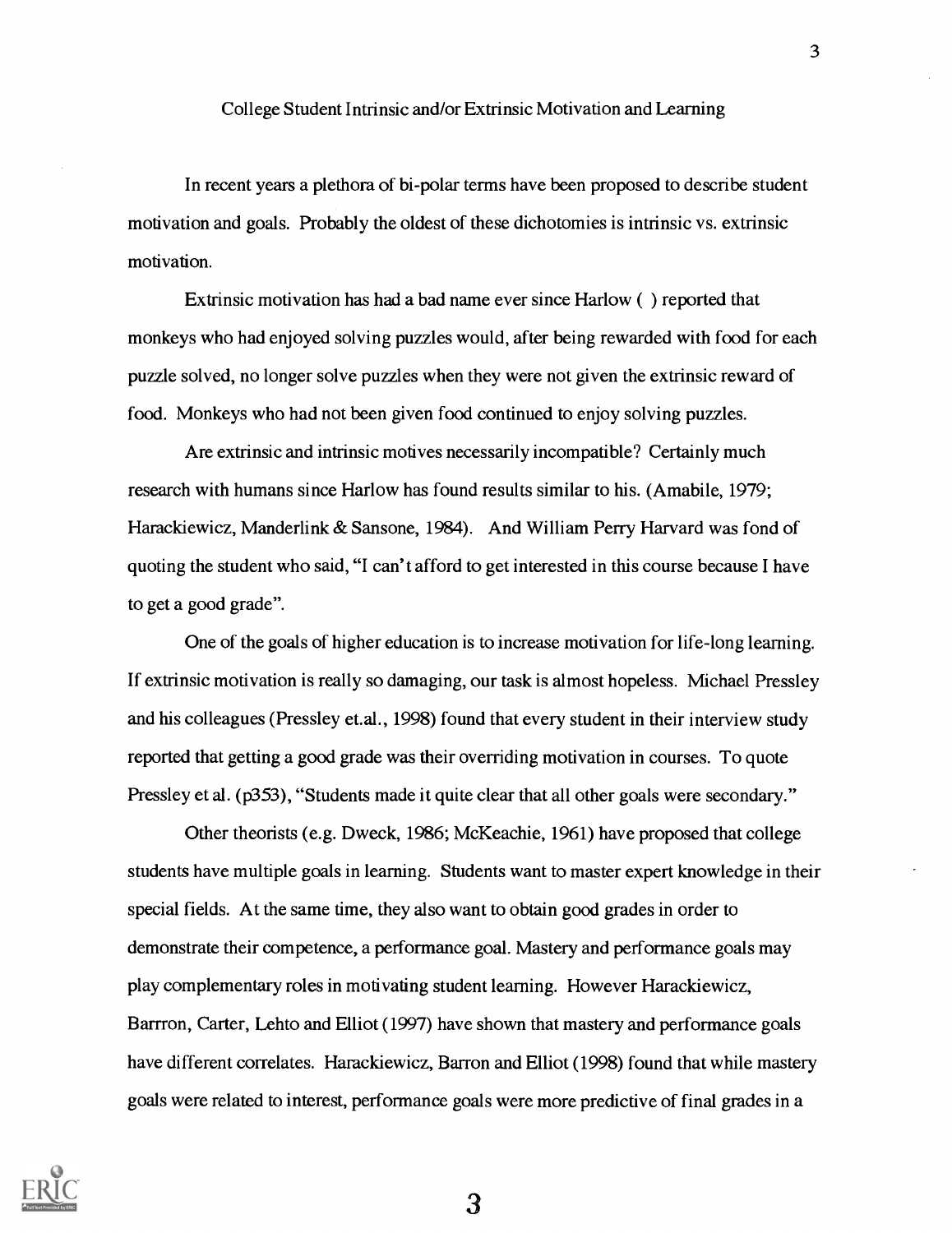College Student Intrinsic and/or Extrinsic Motivation and Learning

In recent years a plethora of bi-polar terms have been proposed to describe student motivation and goals. Probably the oldest of these dichotomies is intrinsic vs. extrinsic motivation.

Extrinsic motivation has had a bad name ever since Harlow ( ) reported that monkeys who had enjoyed solving puzzles would, after being rewarded with food for each puzzle solved, no longer solve puzzles when they were not given the extrinsic reward of food. Monkeys who had not been given food continued to enjoy solving puzzles.

Are extrinsic and intrinsic motives necessarily incompatible? Certainly much research with humans since Harlow has found results similar to his. (Amabile, 1979; Harackiewicz, Manderlink & Sansone, 1984). And William Perry Harvard was fond of quoting the student who said, "I can't afford to get interested in this course because I have to get a good grade".

One of the goals of higher education is to increase motivation for life-long learning. If extrinsic motivation is really so damaging, our task is almost hopeless. Michael Pressley and his colleagues (Pressley et.al., 1998) found that every student in their interview study reported that getting a good grade was their overriding motivation in courses. To quote Pressley et al. (p353), "Students made it quite clear that all other goals were secondary."

Other theorists (e.g. Dweck, 1986; McKeachie, 1961) have proposed that college students have multiple goals in learning. Students want to master expert knowledge in their special fields. At the same time, they also want to obtain good grades in order to demonstrate their competence, a performance goal. Mastery and performance goals may play complementary roles in motivating student learning. However Harackiewicz, Barrron, Carter, Lehto and Elliot (1997) have shown that mastery and performance goals have different correlates. Harackiewicz, Barron and Elliot (1998) found that while mastery goals were related to interest, performance goals were more predictive of final grades in a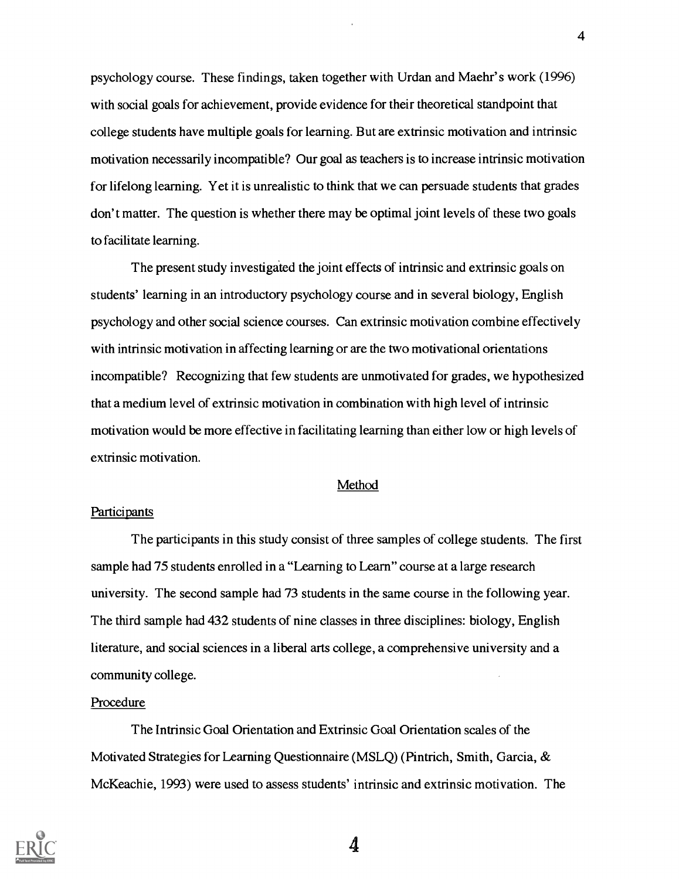psychology course. These findings, taken together with Urdan and Maehr's work (1996) with social goals for achievement, provide evidence for their theoretical standpoint that college students have multiple goals for learning. But are extrinsic motivation and intrinsic motivation necessarily incompatible? Our goal as teachers is to increase intrinsic motivation for lifelong learning. Yet it is unrealistic to think that we can persuade students that grades don't matter. The question is whether there may be optimal joint levels of these two goals to facilitate learning.

The present study investigated the joint effects of intrinsic and extrinsic goals on students' learning in an introductory psychology course and in several biology, English psychology and other social science courses. Can extrinsic motivation combine effectively with intrinsic motivation in affecting learning or are the two motivational orientations incompatible? Recognizing that few students are unmotivated for grades, we hypothesized that a medium level of extrinsic motivation in combination with high level of intrinsic motivation would be more effective in facilitating learning than either low or high levels of extrinsic motivation.

## Method

### Participants

The participants in this study consist of three samples of college students. The first sample had 75 students enrolled in a "Learning to Learn" course at a large research university. The second sample had 73 students in the same course in the following year. The third sample had 432 students of nine classes in three disciplines: biology, English literature, and social sciences in a liberal arts college, a comprehensive university and a community college.

### Procedure

The Intrinsic Goal Orientation and Extrinsic Goal Orientation scales of the Motivated Strategies for Learning Questionnaire (MSLQ) (Pintrich, Smith, Garcia, & McKeachie, 1993) were used to assess students' intrinsic and extrinsic motivation. The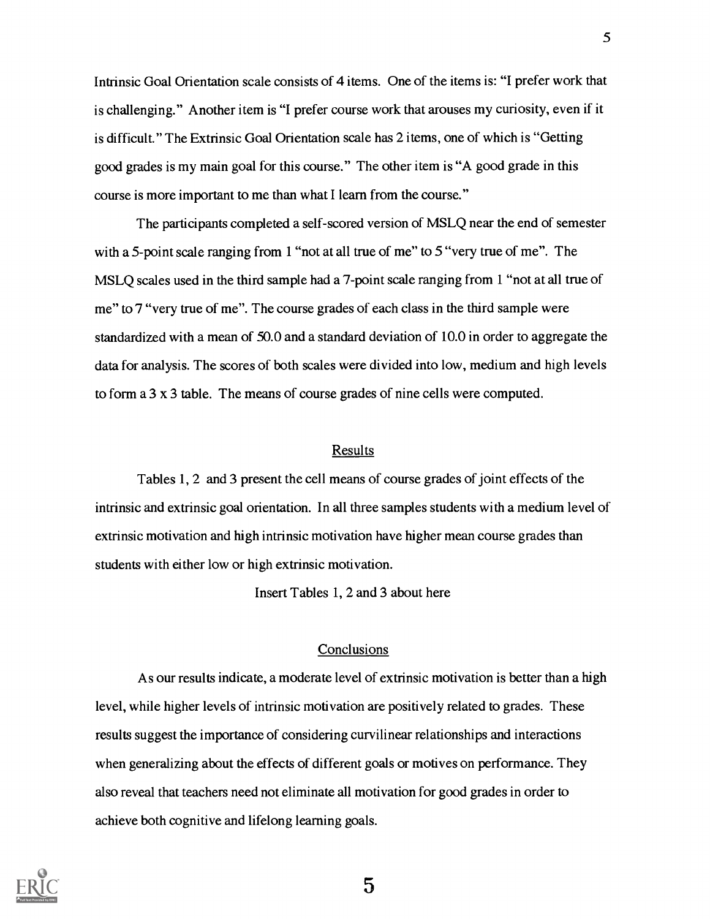Intrinsic Goal Orientation scale consists of 4 items. One of the items is: "I prefer work that is challenging." Another item is "I prefer course work that arouses my curiosity, even if it is difficult." The Extrinsic Goal Orientation scale has 2 items, one of which is "Getting good grades is my main goal for this course." The other item is "A good grade in this course is more important to me than what I learn from the course."

The participants completed a self-scored version of MSLQ near the end of semester with a 5-point scale ranging from 1 "not at all true of me" to 5 "very true of me". The MSLQ scales used in the third sample had a 7-point scale ranging from 1 "not at all true of me" to 7 "very true of me". The course grades of each class in the third sample were standardized with a mean of 50.0 and a standard deviation of 10.0 in order to aggregate the data for analysis. The scores of both scales were divided into low, medium and high levels to form a 3 x 3 table. The means of course grades of nine cells were computed.

## Results

Tables 1, 2 and 3 present the cell means of course grades of joint effects of the intrinsic and extrinsic goal orientation. In all three samples students with a medium level of extrinsic motivation and high intrinsic motivation have higher mean course grades than students with either low or high extrinsic motivation.

Insert Tables 1, 2 and 3 about here

## Conclusions

As our results indicate, a moderate level of extrinsic motivation is better than a high level, while higher levels of intrinsic motivation are positively related to grades. These results suggest the importance of considering curvilinear relationships and interactions when generalizing about the effects of different goals or motives on performance. They also reveal that teachers need not eliminate all motivation for good grades in order to achieve both cognitive and lifelong learning goals.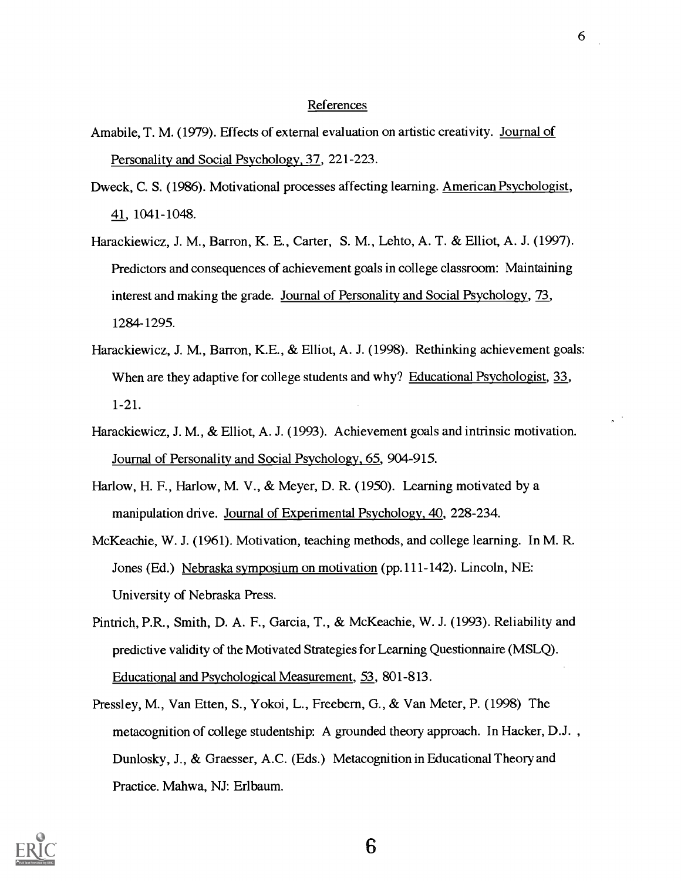## References

Amabile, T. M. (1979). Effects of external evaluation on artistic creativity. Journal of Personality and Social Psychology, 37, 221-223.

Dweck, C. S. (1986). Motivational processes affecting learning. American Psychologist, 41, 1041-1048.

Harackiewicz, J. M., Barron, K. E., Carter, S. M., Lehto, A. T. & Elliot, A. J. (1997). Predictors and consequences of achievement goals in college classroom: Maintaining interest and making the grade. Journal of Personality and Social Psychology, 73, 1284-1295.

Harackiewicz, J. M., Barron, K.E., & Elliot, A. J. (1998). Rethinking achievement goals: When are they adaptive for college students and why? Educational Psychologist, 33, 1-21.

Harackiewicz, J. M., & Elliot, A. J. (1993). Achievement goals and intrinsic motivation. Journal of Personality and Social Psychology, 65, 904-915.

Harlow, H. F., Harlow, M. V., & Meyer, D. R. (1950). Learning motivated by a manipulation drive. Journal of Experimental Psychology, 40, 228-234.

McKeachie, W. J. (1961). Motivation, teaching methods, and college learning. In M. R. Jones (Ed.) Nebraska symposium on motivation (pp.111-142). Lincoln, NE: University of Nebraska Press.

Pintrich, P.R., Smith, D. A. F., Garcia, T., & McKeachie, W. J. (1993). Reliability and predictive validity of the Motivated Strategies for Learning Questionnaire (MSLQ). Educational and Psychological Measurement, 53, 801-813.

Pressley, M., Van Etten, S., Yokoi, L., Freebern, G., & Van Meter, P. (1998) The metacognition of college studentship: A grounded theory approach. In Hacker, D.J. , Dunlosky, J., & Graesser, A.C. (Eds.) Metacognition in Educational Theory and Practice. Mahwa, NJ: Erlbaum.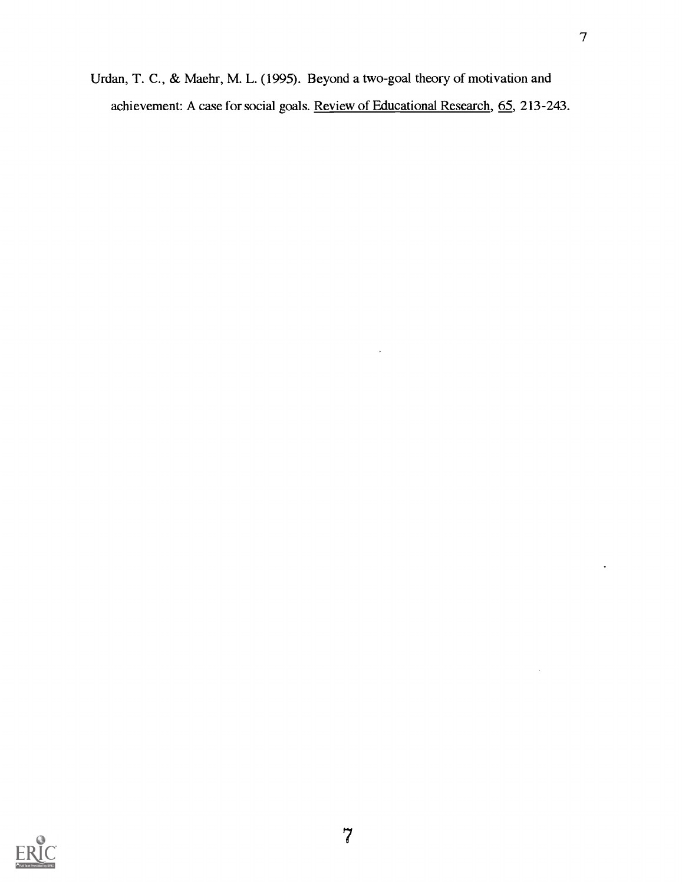Urdan, T. C., & Maehr, M. L. (1995). Beyond a two-goal theory of motivation and achievement: A case for social goals. Review of Educational Research, 65, 213-243.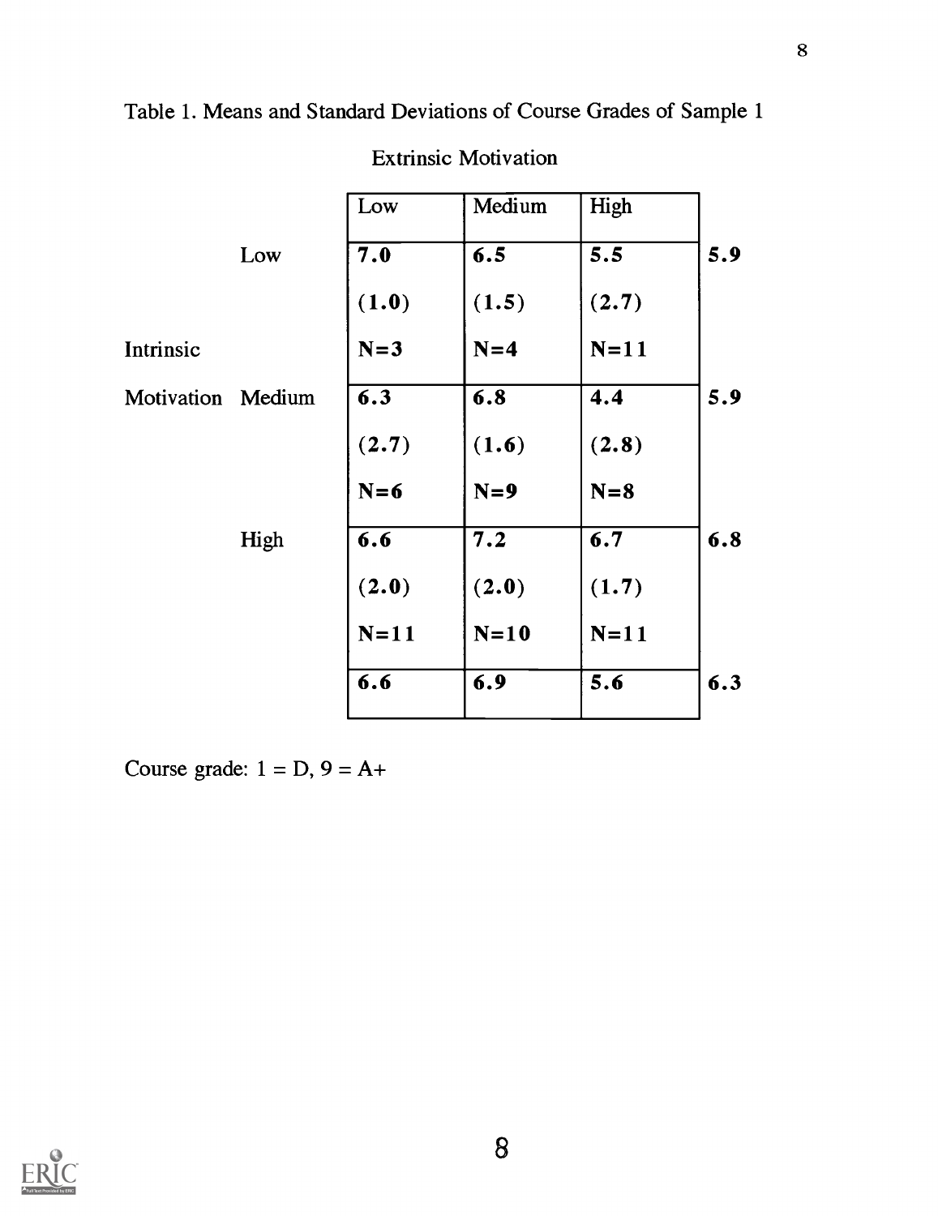Table 1. Means and Standard Deviations of Course Grades of Sample 1

| | | Extrinsic Motivation | | | |
|---|---|---|---|---|---|
| | | Low | Medium | High | |
| Intrinsic Motivation | Low | **7.0** **(1.0)** **N=3** | **6.5** **(1.5)** **N=4** | **5.5** **(2.7)** **N=11** | **5.9** |
| | Medium | **6.3** **(2.7)** **N=6** | **6.8** **(1.6)** **N=9** | **4.4** **(2.8)** **N=8** | **5.9** |
| | High | **6.6** **(2.0)** **N=11** | **7.2** **(2.0)** **N=10** | **6.7** **(1.7)** **N=11** | **6.8** |
| | | **6.6** | **6.9** | **5.6** | **6.3** |

Course grade: 1 = D, 9 = A+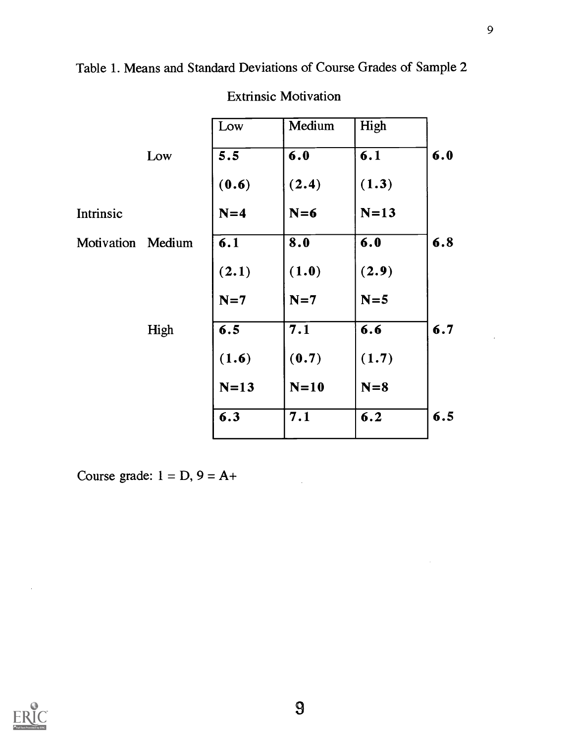Table 1. Means and Standard Deviations of Course Grades of Sample 2

| | | Extrinsic Motivation | | | |
|---|---|---|---|---|---|
| | | Low | Medium | High | |
| Intrinsic Motivation | Low | 5.5<br>(0.6)<br>N=4 | 6.0<br>(2.4)<br>N=6 | 6.1<br>(1.3)<br>N=13 | 6.0 |
| | Medium | 6.1<br>(2.1)<br>N=7 | 8.0<br>(1.0)<br>N=7 | 6.0<br>(2.9)<br>N=5 | 6.8 |
| | High | 6.5<br>(1.6)<br>N=13 | 7.1<br>(0.7)<br>N=10 | 6.6<br>(1.7)<br>N=8 | 6.7 |
| | | 6.3 | 7.1 | 6.2 | 6.5 |

Course grade: 1 = D, 9 = A+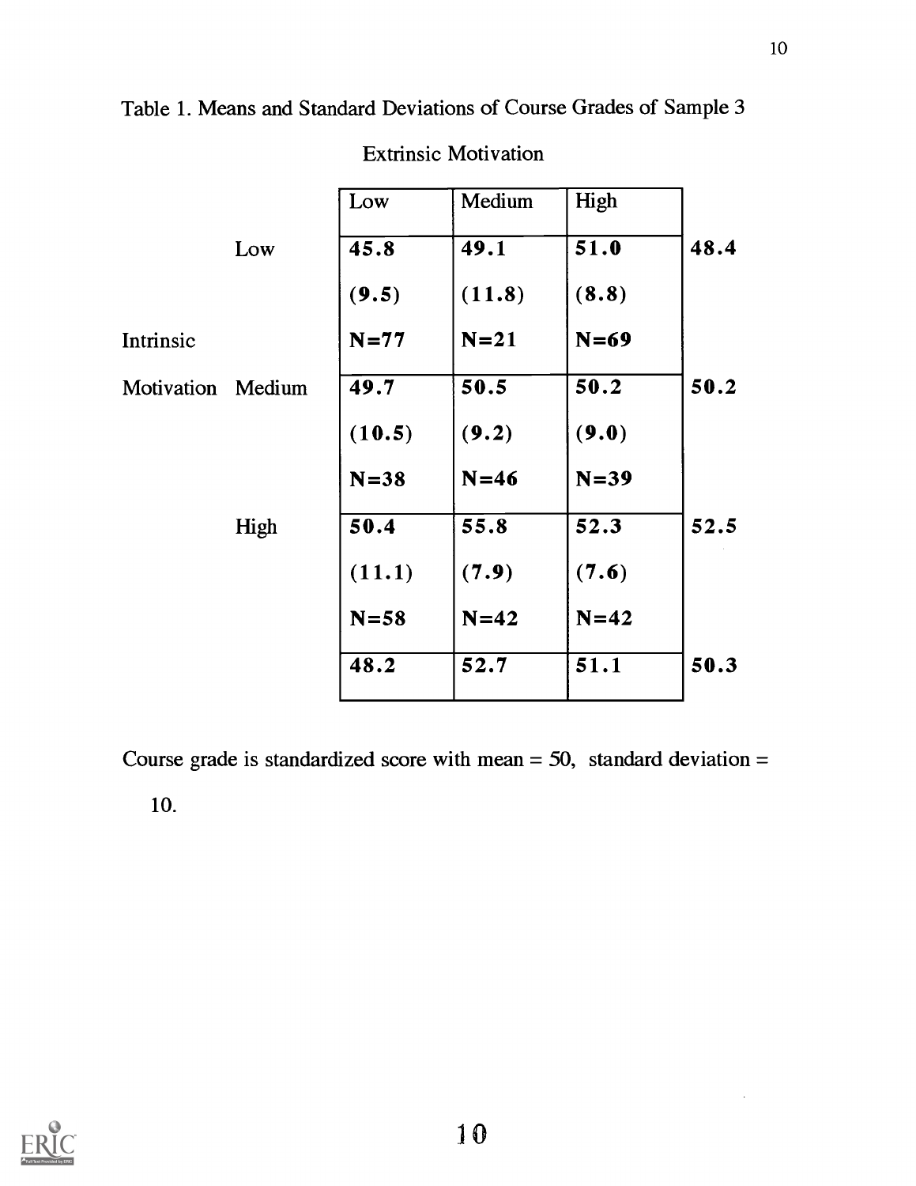Table 1. Means and Standard Deviations of Course Grades of Sample 3

| | | Extrinsic Motivation | | | |
|---|---|---|---|---|---|
| | | Low | Medium | High | |
| Intrinsic Motivation | Low | **45.8** **(9.5)** **N=77** | **49.1** **(11.8)** **N=21** | **51.0** **(8.8)** **N=69** | **48.4** |
| | Medium | **49.7** **(10.5)** **N=38** | **50.5** **(9.2)** **N=46** | **50.2** **(9.0)** **N=39** | **50.2** |
| | High | **50.4** **(11.1)** **N=58** | **55.8** **(7.9)** **N=42** | **52.3** **(7.6)** **N=42** | **52.5** |
| | | **48.2** | **52.7** | **51.1** | **50.3** |

Course grade is standardized score with mean = 50, standard deviation = 10.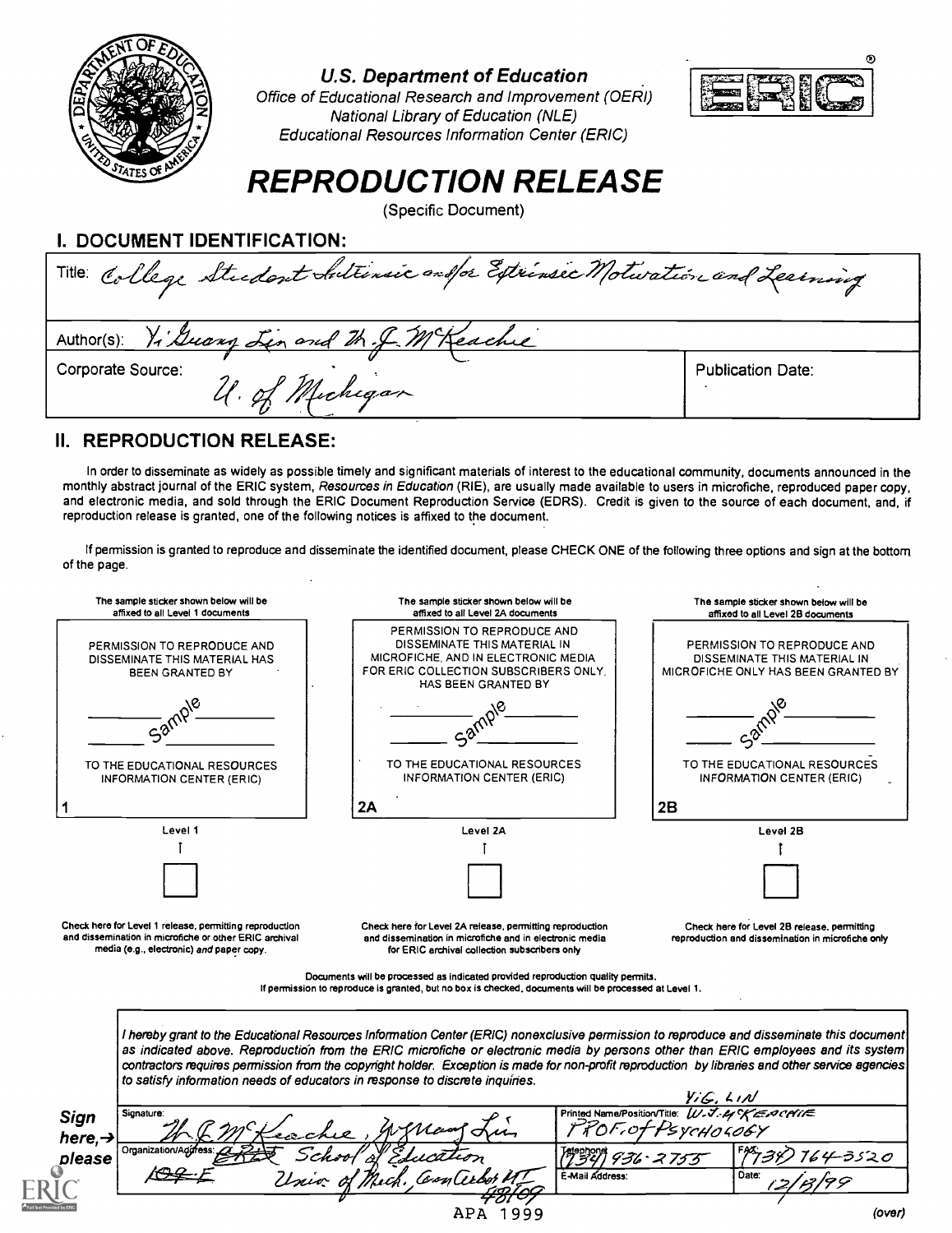**U.S. Department of Education**
*Office of Educational Research and Improvement (OERI)*
*National Library of Education (NLE)*
*Educational Resources Information Center (ERIC)*

# REPRODUCTION RELEASE

(Specific Document)

## I. DOCUMENT IDENTIFICATION:

| | |
|---|---|
| Title: College Student Intrinsic and/or Extrinsic Motivation and Learning | |
| Author(s): Yi Guang Lin and W. J. McKeachie | |
| Corporate Source: U. of Michigan | Publication Date: |

## II. REPRODUCTION RELEASE:

In order to disseminate as widely as possible timely and significant materials of interest to the educational community, documents announced in the monthly abstract journal of the ERIC system, *Resources in Education* (RIE), are usually made available to users in microfiche, reproduced paper copy, and electronic media, and sold through the ERIC Document Reproduction Service (EDRS). Credit is given to the source of each document, and, if reproduction release is granted, one of the following notices is affixed to the document.

If permission is granted to reproduce and disseminate the identified document, please CHECK ONE of the following three options and sign at the bottom of the page.

| The sample sticker shown below will be affixed to all Level 1 documents | The sample sticker shown below will be affixed to all Level 2A documents | The sample sticker shown below will be affixed to all Level 2B documents |
|---|---|---|
| PERMISSION TO REPRODUCE AND DISSEMINATE THIS MATERIAL HAS BEEN GRANTED BY Sample TO THE EDUCATIONAL RESOURCES INFORMATION CENTER (ERIC) | PERMISSION TO REPRODUCE AND DISSEMINATE THIS MATERIAL IN MICROFICHE, AND IN ELECTRONIC MEDIA FOR ERIC COLLECTION SUBSCRIBERS ONLY, HAS BEEN GRANTED BY Sample TO THE EDUCATIONAL RESOURCES INFORMATION CENTER (ERIC) | PERMISSION TO REPRODUCE AND DISSEMINATE THIS MATERIAL IN MICROFICHE ONLY HAS BEEN GRANTED BY Sample TO THE EDUCATIONAL RESOURCES INFORMATION CENTER (ERIC) |
| 1 | 2A | 2B |
| Level 1 | Level 2A | Level 2B |
| ☐ | ☐ | ☐ |
| Check here for Level 1 release, permitting reproduction and dissemination in microfiche or other ERIC archival media (e.g., electronic) *and* paper copy. | Check here for Level 2A release, permitting reproduction and dissemination in microfiche and in electronic media for ERIC archival collection subscribers only | Check here for Level 2B release, permitting reproduction and dissemination in microfiche only |

Documents will be processed as indicated provided reproduction quality permits.
If permission to reproduce is granted, but no box is checked, documents will be processed at Level 1.

*I hereby grant to the Educational Resources Information Center (ERIC) nonexclusive permission to reproduce and disseminate this document as indicated above. Reproduction from the ERIC microfiche or electronic media by persons other than ERIC employees and its system contractors requires permission from the copyright holder. Exception is made for non-profit reproduction by libraries and other service agencies to satisfy information needs of educators in response to discrete inquiries.*

**Sign here, → please**

| | | |
|---|---|---|
| Signature: W. J. McKeachie, Yiguang Lin | Printed Name/Position/Title: Y.G. LIN W.J. McKEACHIE PROF. of PSYCHOLOGY | |
| Organization/Address: School of Education 1O9 E Univ. of Mich. Ann Arbor MI 48109 | Telephone: (734) 936-2755 | FAX: (734) 764-3520 |
| | E-Mail Address: | Date: 12/13/99 |

APA 1999

(over)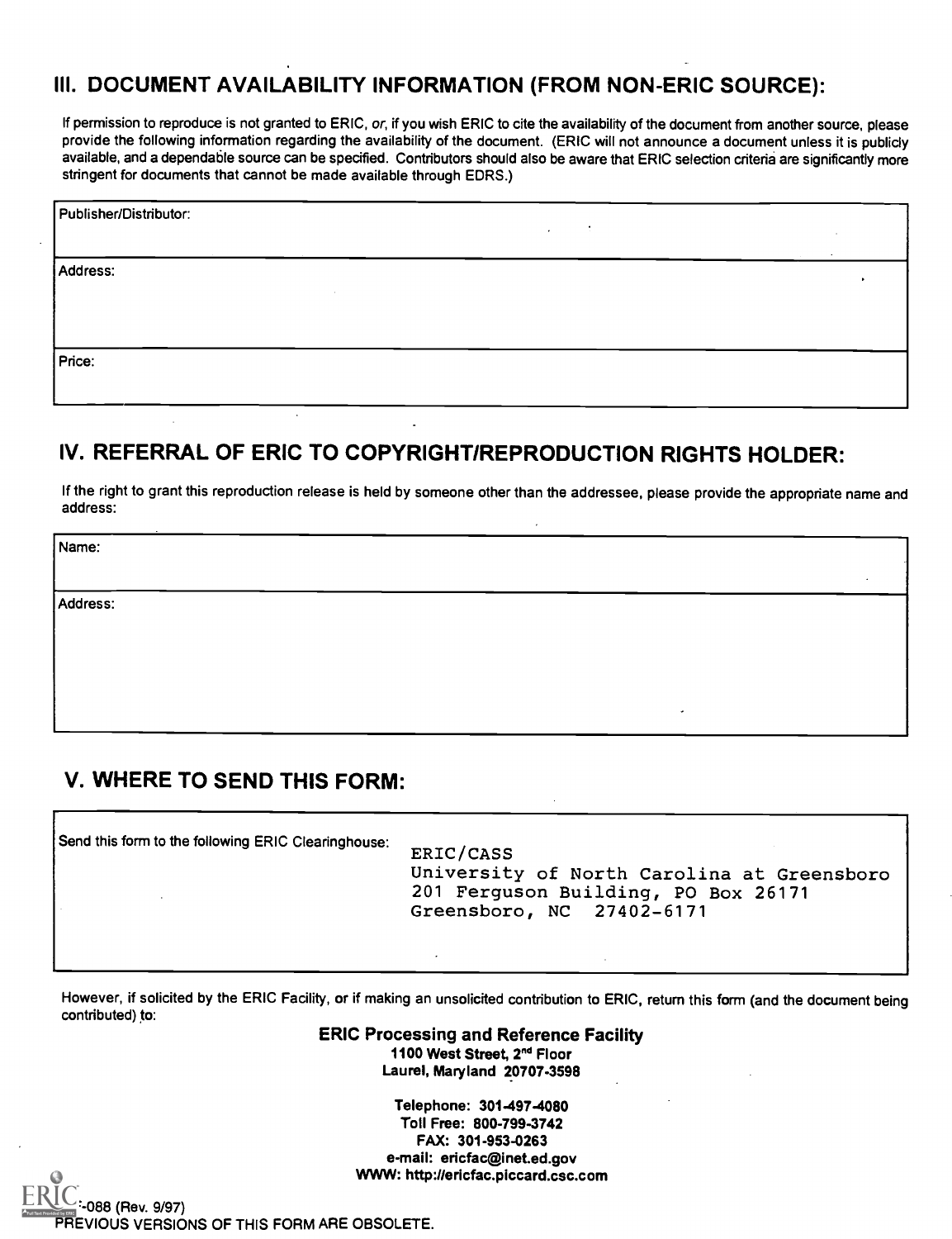## III. DOCUMENT AVAILABILITY INFORMATION (FROM NON-ERIC SOURCE):

If permission to reproduce is not granted to ERIC, *or*, if you wish ERIC to cite the availability of the document from another source, please provide the following information regarding the availability of the document. (ERIC will not announce a document unless it is publicly available, and a dependable source can be specified. Contributors should also be aware that ERIC selection criteria are significantly more stringent for documents that cannot be made available through EDRS.)

| |
|---|
| Publisher/Distributor: |
| Address: |
| Price: |

## IV. REFERRAL OF ERIC TO COPYRIGHT/REPRODUCTION RIGHTS HOLDER:

If the right to grant this reproduction release is held by someone other than the addressee, please provide the appropriate name and address:

| |
|---|
| Name: |
| Address: |

## V. WHERE TO SEND THIS FORM:

| | |
|---|---|
| Send this form to the following ERIC Clearinghouse: | ERIC/CASS<br>University of North Carolina at Greensboro<br>201 Ferguson Building, PO Box 26171<br>Greensboro, NC 27402-6171 |

However, if solicited by the ERIC Facility, or if making an unsolicited contribution to ERIC, return this form (and the document being contributed) to:

**ERIC Processing and Reference Facility**
**1100 West Street, 2nd Floor**
**Laurel, Maryland 20707-3598**

**Telephone: 301-497-4080**
**Toll Free: 800-799-3742**
**FAX: 301-953-0263**
**e-mail: ericfac@inet.ed.gov**
**WWW: http://ericfac.piccard.csc.com**

:-088 (Rev. 9/97)
PREVIOUS VERSIONS OF THIS FORM ARE OBSOLETE.